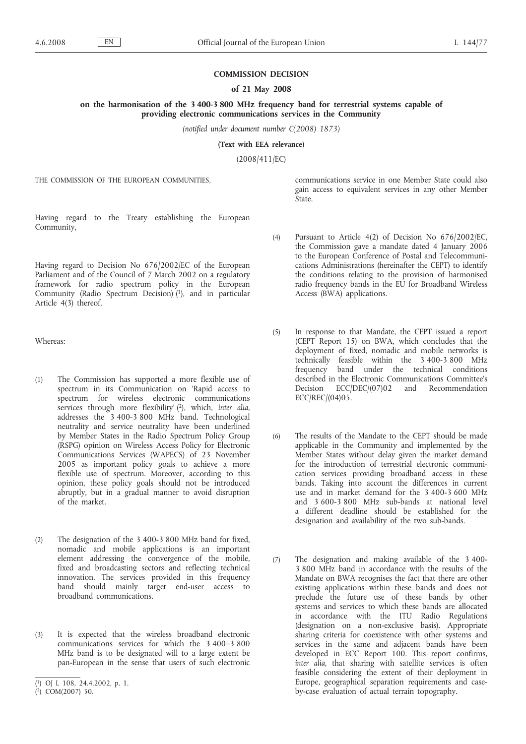# COMMISSION DECISION

## of 21 May 2008

## on the harmonisation of the 3 400-3 800 MHz frequency band for terrestrial systems capable of providing electronic communications services in the Community

*(notified under document number C(2008) 1873)*

**(Text with EEA relevance)**

(2008/411/EC)

THE COMMISSION OF THE EUROPEAN COMMUNITIES,

Having regard to the Treaty establishing the European Community,

Having regard to Decision No 676/2002/EC of the European Parliament and of the Council of 7 March 2002 on a regulatory framework for radio spectrum policy in the European Community (Radio Spectrum Decision) [1], and in particular Article 4(3) thereof,

Whereas:

(1) The Commission has supported a more flexible use of spectrum in its Communication on 'Rapid access to spectrum for wireless electronic communications services through more flexibility' [2], which, *inter alia*, addresses the 3 400-3 800 MHz band. Technological neutrality and service neutrality have been underlined by Member States in the Radio Spectrum Policy Group (RSPG) opinion on Wireless Access Policy for Electronic Communications Services (WAPECS) of 23 November 2005 as important policy goals to achieve a more flexible use of spectrum. Moreover, according to this opinion, these policy goals should not be introduced abruptly, but in a gradual manner to avoid disruption of the market.

(2) The designation of the 3 400-3 800 MHz band for fixed, nomadic and mobile applications is an important element addressing the convergence of the mobile, fixed and broadcasting sectors and reflecting technical innovation. The services provided in this frequency band should mainly target end-user access to broadband communications.

(3) It is expected that the wireless broadband electronic communications services for which the 3 400–3 800 MHz band is to be designated will to a large extent be pan-European in the sense that users of such electronic communications service in one Member State could also gain access to equivalent services in any other Member State.

(4) Pursuant to Article 4(2) of Decision No 676/2002/EC, the Commission gave a mandate dated 4 January 2006 to the European Conference of Postal and Telecommunications Administrations (hereinafter the CEPT) to identify the conditions relating to the provision of harmonised radio frequency bands in the EU for Broadband Wireless Access (BWA) applications.

(5) In response to that Mandate, the CEPT issued a report (CEPT Report 15) on BWA, which concludes that the deployment of fixed, nomadic and mobile networks is technically feasible within the 3 400-3 800 MHz frequency band under the technical conditions described in the Electronic Communications Committee's Decision ECC/DEC/(07)02 and Recommendation ECC/REC/(04)05.

(6) The results of the Mandate to the CEPT should be made applicable in the Community and implemented by the Member States without delay given the market demand for the introduction of terrestrial electronic communication services providing broadband access in these bands. Taking into account the differences in current use and in market demand for the 3 400-3 600 MHz and 3 600-3 800 MHz sub-bands at national level a different deadline should be established for the designation and availability of the two sub-bands.

(7) The designation and making available of the 3 400-3 800 MHz band in accordance with the results of the Mandate on BWA recognises the fact that there are other existing applications within these bands and does not preclude the future use of these bands by other systems and services to which these bands are allocated in accordance with the ITU Radio Regulations (designation on a non-exclusive basis). Appropriate sharing criteria for coexistence with other systems and services in the same and adjacent bands have been developed in ECC Report 100. This report confirms, *inter alia*, that sharing with satellite services is often feasible considering the extent of their deployment in Europe, geographical separation requirements and case-by-case evaluation of actual terrain topography.

[1] OJ L 108, 24.4.2002, p. 1.

[2] COM(2007) 50.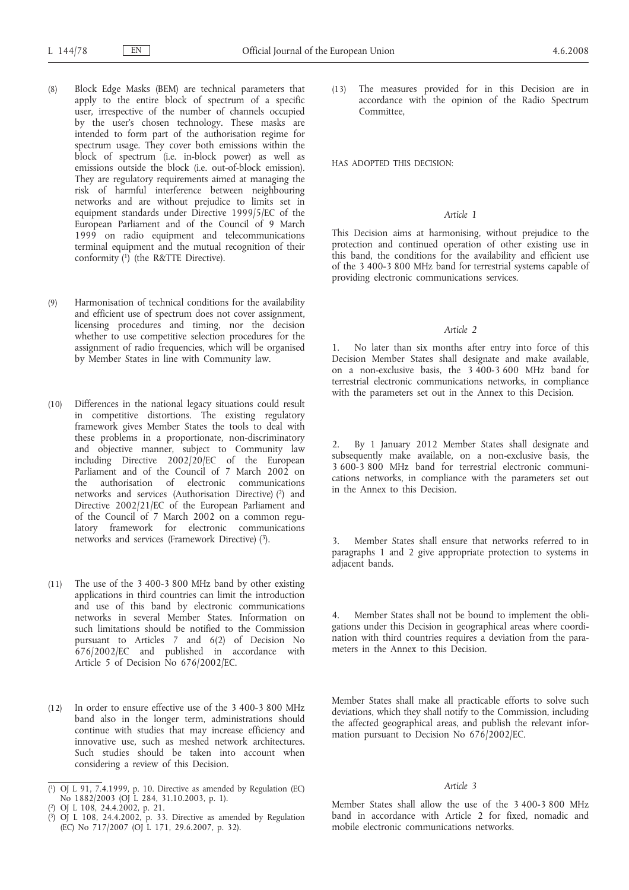(8) Block Edge Masks (BEM) are technical parameters that apply to the entire block of spectrum of a specific user, irrespective of the number of channels occupied by the user's chosen technology. These masks are intended to form part of the authorisation regime for spectrum usage. They cover both emissions within the block of spectrum (i.e. in-block power) as well as emissions outside the block (i.e. out-of-block emission). They are regulatory requirements aimed at managing the risk of harmful interference between neighbouring networks and are without prejudice to limits set in equipment standards under Directive 1999/5/EC of the European Parliament and of the Council of 9 March 1999 on radio equipment and telecommunications terminal equipment and the mutual recognition of their conformity [1] (the R&TTE Directive).

(9) Harmonisation of technical conditions for the availability and efficient use of spectrum does not cover assignment, licensing procedures and timing, nor the decision whether to use competitive selection procedures for the assignment of radio frequencies, which will be organised by Member States in line with Community law.

(10) Differences in the national legacy situations could result in competitive distortions. The existing regulatory framework gives Member States the tools to deal with these problems in a proportionate, non-discriminatory and objective manner, subject to Community law including Directive 2002/20/EC of the European Parliament and of the Council of 7 March 2002 on the authorisation of electronic communications networks and services (Authorisation Directive) [2] and Directive 2002/21/EC of the European Parliament and of the Council of 7 March 2002 on a common regulatory framework for electronic communications networks and services (Framework Directive) [3].

(11) The use of the 3 400-3 800 MHz band by other existing applications in third countries can limit the introduction and use of this band by electronic communications networks in several Member States. Information on such limitations should be notified to the Commission pursuant to Articles 7 and 6(2) of Decision No 676/2002/EC and published in accordance with Article 5 of Decision No 676/2002/EC.

(12) In order to ensure effective use of the 3 400-3 800 MHz band also in the longer term, administrations should continue with studies that may increase efficiency and innovative use, such as meshed network architectures. Such studies should be taken into account when considering a review of this Decision.

(13) The measures provided for in this Decision are in accordance with the opinion of the Radio Spectrum Committee,

HAS ADOPTED THIS DECISION:

*Article 1*

This Decision aims at harmonising, without prejudice to the protection and continued operation of other existing use in this band, the conditions for the availability and efficient use of the 3 400-3 800 MHz band for terrestrial systems capable of providing electronic communications services.

*Article 2*

1. No later than six months after entry into force of this Decision Member States shall designate and make available, on a non-exclusive basis, the 3 400-3 600 MHz band for terrestrial electronic communications networks, in compliance with the parameters set out in the Annex to this Decision.

2. By 1 January 2012 Member States shall designate and subsequently make available, on a non-exclusive basis, the 3 600-3 800 MHz band for terrestrial electronic communications networks, in compliance with the parameters set out in the Annex to this Decision.

3. Member States shall ensure that networks referred to in paragraphs 1 and 2 give appropriate protection to systems in adjacent bands.

4. Member States shall not be bound to implement the obligations under this Decision in geographical areas where coordination with third countries requires a deviation from the parameters in the Annex to this Decision.

Member States shall make all practicable efforts to solve such deviations, which they shall notify to the Commission, including the affected geographical areas, and publish the relevant information pursuant to Decision No 676/2002/EC.

*Article 3*

Member States shall allow the use of the 3 400-3 800 MHz band in accordance with Article 2 for fixed, nomadic and mobile electronic communications networks.

---

[1] OJ L 91, 7.4.1999, p. 10. Directive as amended by Regulation (EC) No 1882/2003 (OJ L 284, 31.10.2003, p. 1).

[2] OJ L 108, 24.4.2002, p. 21.

[3] OJ L 108, 24.4.2002, p. 33. Directive as amended by Regulation (EC) No 717/2007 (OJ L 171, 29.6.2007, p. 32).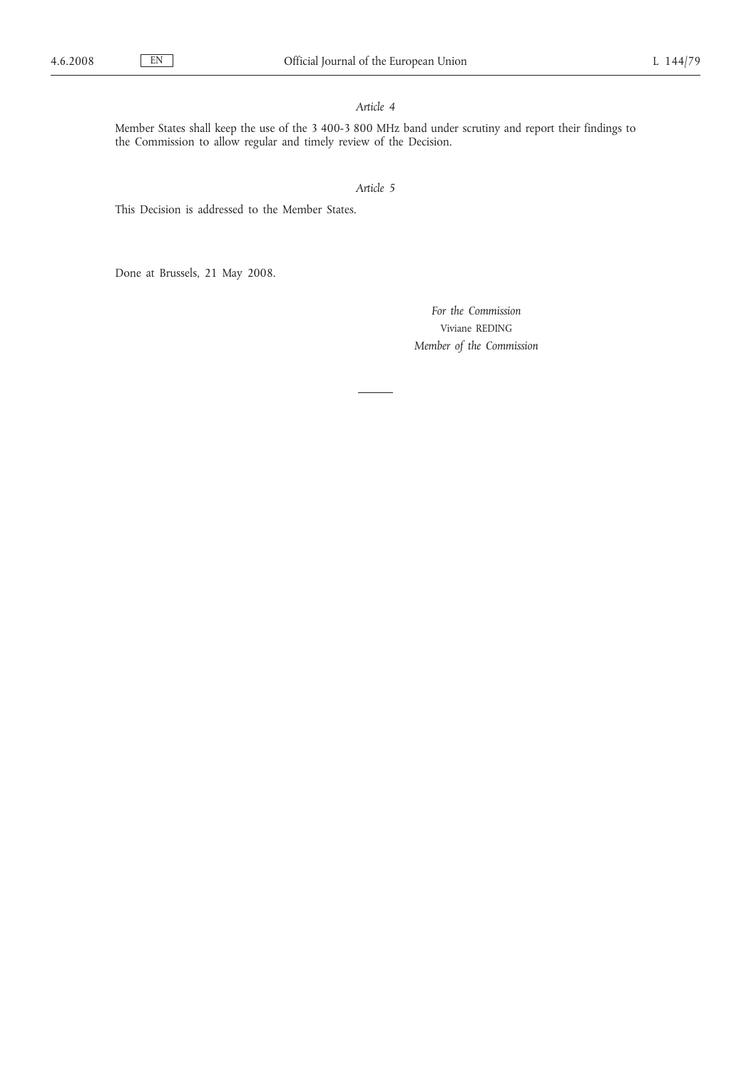*Article 4*

Member States shall keep the use of the 3 400-3 800 MHz band under scrutiny and report their findings to the Commission to allow regular and timely review of the Decision.

*Article 5*

This Decision is addressed to the Member States.

Done at Brussels, 21 May 2008.

*For the Commission*

Viviane REDING

*Member of the Commission*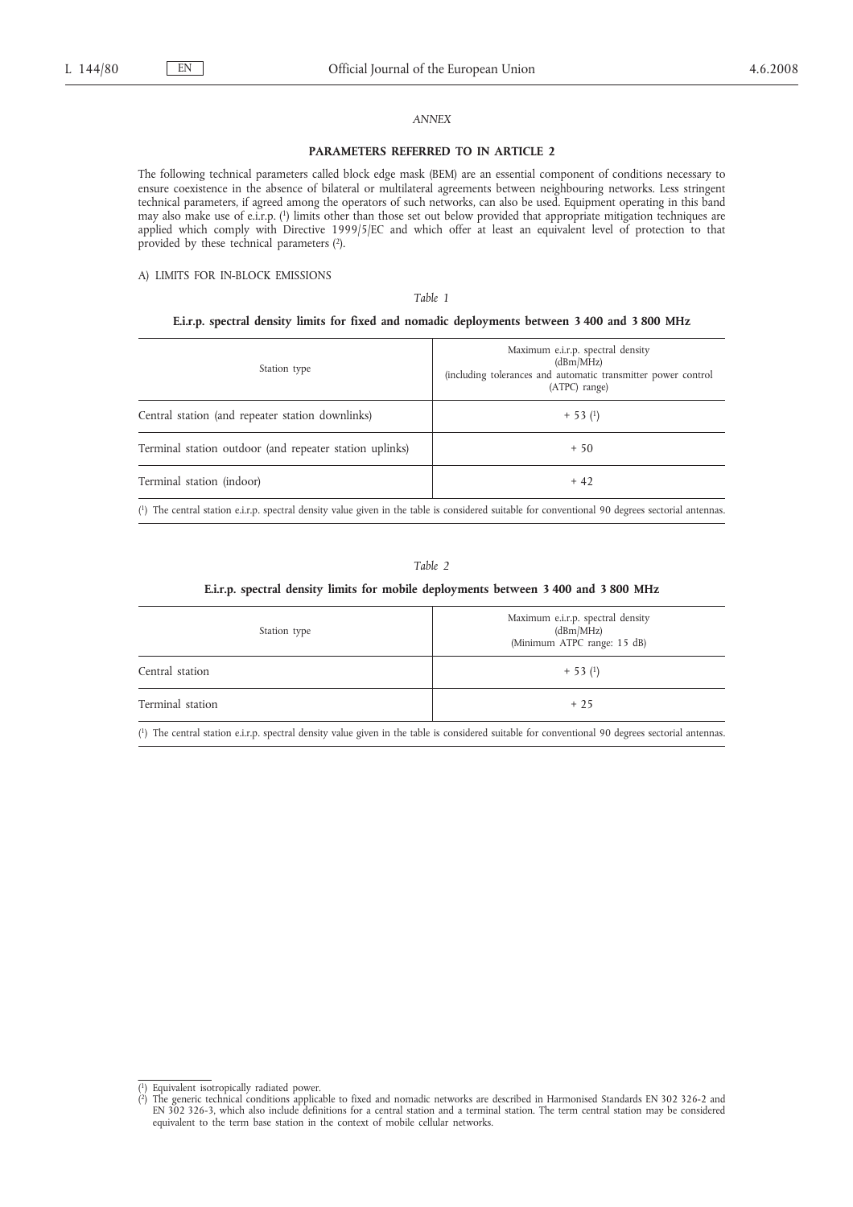*ANNEX*

## PARAMETERS REFERRED TO IN ARTICLE 2

The following technical parameters called block edge mask (BEM) are an essential component of conditions necessary to ensure coexistence in the absence of bilateral or multilateral agreements between neighbouring networks. Less stringent technical parameters, if agreed among the operators of such networks, can also be used. Equipment operating in this band may also make use of e.i.r.p. [1] limits other than those set out below provided that appropriate mitigation techniques are applied which comply with Directive 1999/5/EC and which offer at least an equivalent level of protection to that provided by these technical parameters [2].

A) LIMITS FOR IN-BLOCK EMISSIONS

*Table 1*

**E.i.r.p. spectral density limits for fixed and nomadic deployments between 3 400 and 3 800 MHz**

| Station type | Maximum e.i.r.p. spectral density (dBm/MHz) (including tolerances and automatic transmitter power control (ATPC) range) |
|---|---|
| Central station (and repeater station downlinks) | + 53 [1] |
| Terminal station outdoor (and repeater station uplinks) | + 50 |
| Terminal station (indoor) | + 42 |

[1] The central station e.i.r.p. spectral density value given in the table is considered suitable for conventional 90 degrees sectorial antennas.

*Table 2*

**E.i.r.p. spectral density limits for mobile deployments between 3 400 and 3 800 MHz**

| Station type | Maximum e.i.r.p. spectral density (dBm/MHz) (Minimum ATPC range: 15 dB) |
|---|---|
| Central station | + 53 [1] |
| Terminal station | + 25 |

[1] The central station e.i.r.p. spectral density value given in the table is considered suitable for conventional 90 degrees sectorial antennas.

---

[1] Equivalent isotropically radiated power.

[2] The generic technical conditions applicable to fixed and nomadic networks are described in Harmonised Standards EN 302 326-2 and EN 302 326-3, which also include definitions for a central station and a terminal station. The term central station may be considered equivalent to the term base station in the context of mobile cellular networks.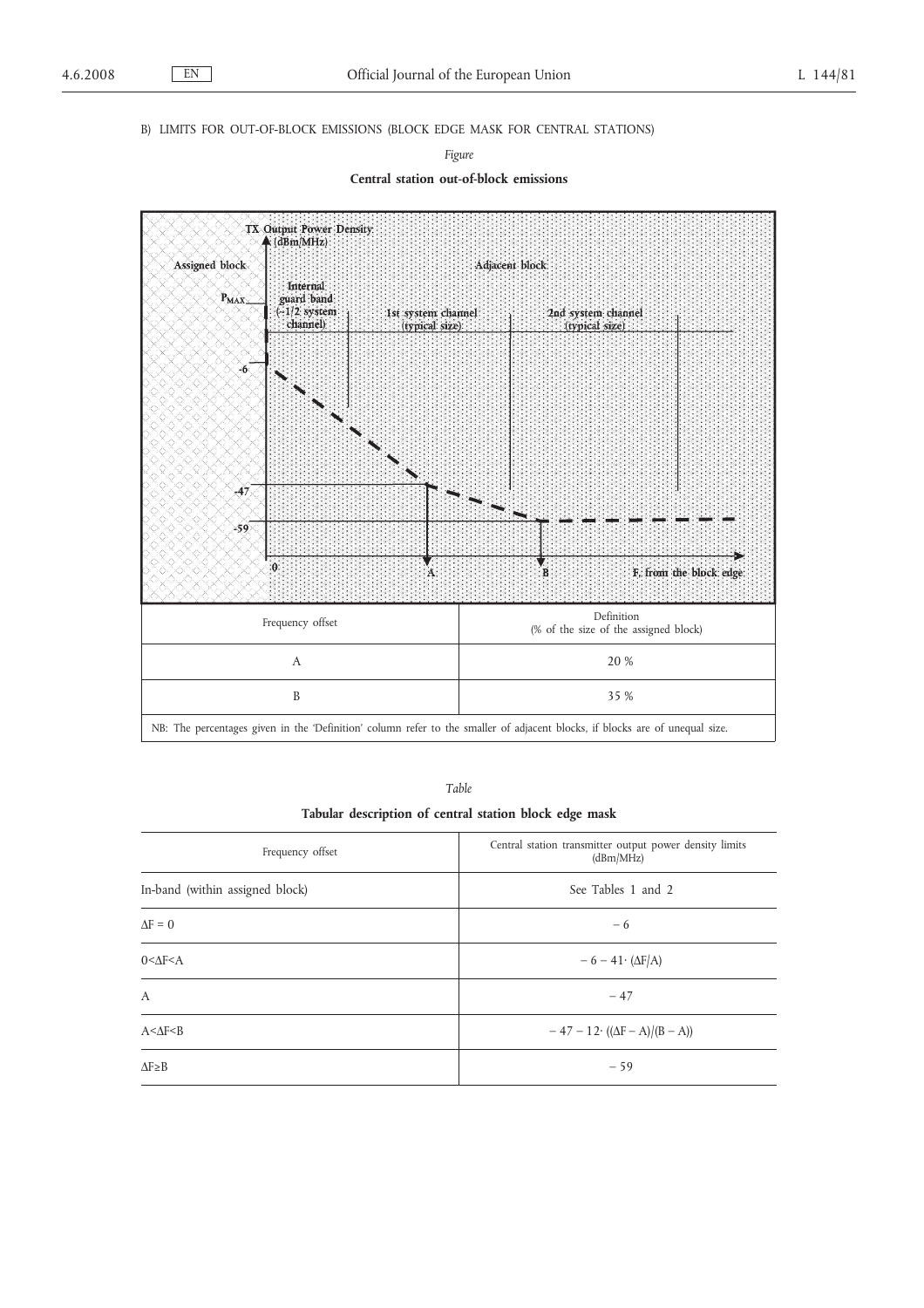B) LIMITS FOR OUT-OF-BLOCK EMISSIONS (BLOCK EDGE MASK FOR CENTRAL STATIONS)

*Figure*

**Central station out-of-block emissions**

TX Output Power Density (dBm/MHz)

Assigned block

Adjacent block

$P_{MAX}$

Internal guard band (~1/2 system channel)

1st system channel (typical size)

2nd system channel (typical size)

-6

-47

-59

0

A

B

F, from the block edge

| Frequency offset | Definition (% of the size of the assigned block) |
|---|---|
| A | 20 % |
| B | 35 % |

NB: The percentages given in the 'Definition' column refer to the smaller of adjacent blocks, if blocks are of unequal size.

*Table*

**Tabular description of central station block edge mask**

| Frequency offset | Central station transmitter output power density limits (dBm/MHz) |
|---|---|
| In-band (within assigned block) | See Tables 1 and 2 |
| $\Delta F = 0$ | $-6$ |
| $0<\Delta F<A$ | $-6-41 \cdot (\Delta F/A)$ |
| A | $-47$ |
| $A<\Delta F<B$ | $-47-12 \cdot ((\Delta F-A)/(B-A))$ |
| $\Delta F \geq B$ | $-59$ |